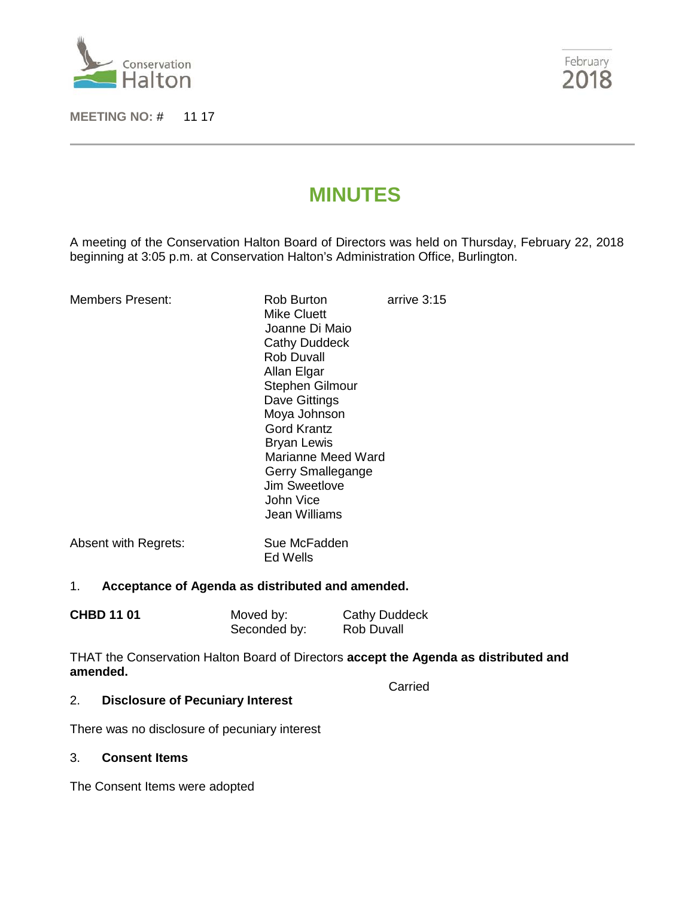Conservation Halton

February 2018

**MEETING NO: #** 11 17

# MINUTES

A meeting of the Conservation Halton Board of Directors was held on Thursday, February 22, 2018 beginning at 3:05 p.m. at Conservation Halton's Administration Office, Burlington.

| Members Present: | Rob Burton | arrive 3:15 |
|---|---|---|
| | Mike Cluett | |
| | Joanne Di Maio | |
| | Cathy Duddeck | |
| | Rob Duvall | |
| | Allan Elgar | |
| | Stephen Gilmour | |
| | Dave Gittings | |
| | Moya Johnson | |
| | Gord Krantz | |
| | Bryan Lewis | |
| | Marianne Meed Ward | |
| | Gerry Smallegange | |
| | Jim Sweetlove | |
| | John Vice | |
| | Jean Williams | |
| Absent with Regrets: | Sue McFadden | |
| | Ed Wells | |

1. **Acceptance of Agenda as distributed and amended.**

| **CHBD 11 01** | Moved by: | Cathy Duddeck |
|---|---|---|
| | Seconded by: | Rob Duvall |

THAT the Conservation Halton Board of Directors **accept the Agenda as distributed and amended.**

Carried

2. **Disclosure of Pecuniary Interest**

There was no disclosure of pecuniary interest

3. **Consent Items**

The Consent Items were adopted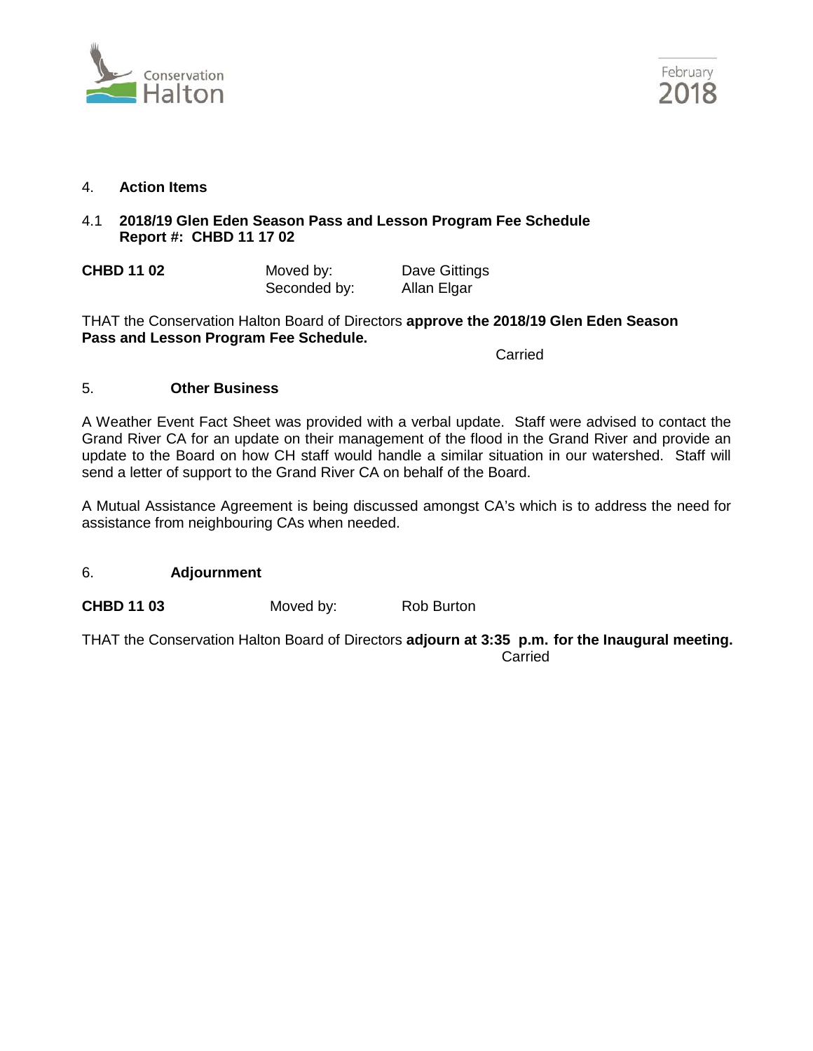4. **Action Items**

4.1 **2018/19 Glen Eden Season Pass and Lesson Program Fee Schedule**
**Report #: CHBD 11 17 02**

**CHBD 11 02** Moved by: Dave Gittings
Seconded by: Allan Elgar

THAT the Conservation Halton Board of Directors **approve the 2018/19 Glen Eden Season Pass and Lesson Program Fee Schedule.**

Carried

5. **Other Business**

A Weather Event Fact Sheet was provided with a verbal update. Staff were advised to contact the Grand River CA for an update on their management of the flood in the Grand River and provide an update to the Board on how CH staff would handle a similar situation in our watershed. Staff will send a letter of support to the Grand River CA on behalf of the Board.

A Mutual Assistance Agreement is being discussed amongst CA's which is to address the need for assistance from neighbouring CAs when needed.

6. **Adjournment**

**CHBD 11 03** Moved by: Rob Burton

THAT the Conservation Halton Board of Directors **adjourn at 3:35 p.m. for the Inaugural meeting.**

Carried